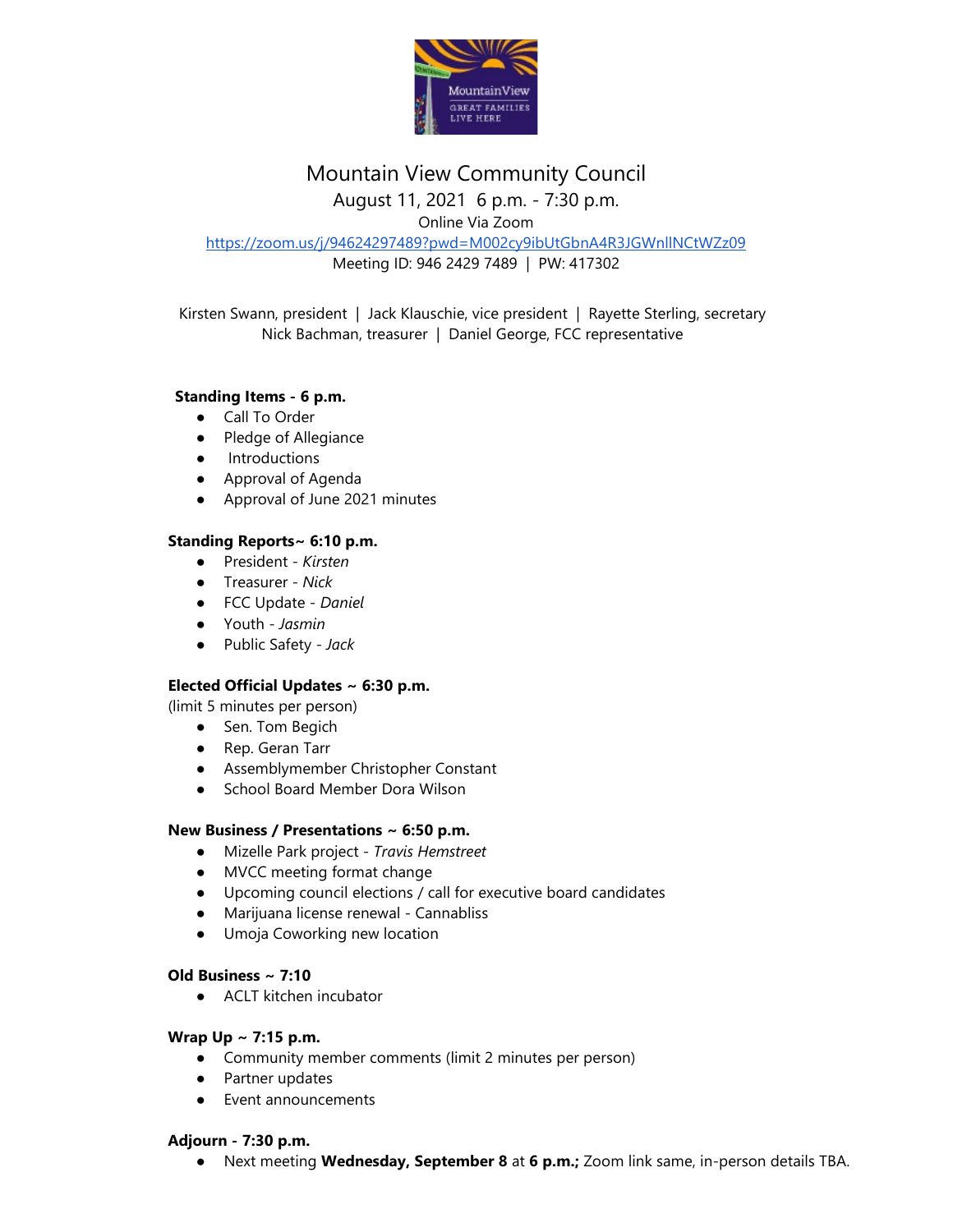# Mountain View Community Council

August 11, 2021 6 p.m. - 7:30 p.m.

Online Via Zoom

https://zoom.us/j/94624297489?pwd=M002cy9ibUtGbnA4R3JGWnllNCtWZz09

Meeting ID: 946 2429 7489 | PW: 417302

Kirsten Swann, president | Jack Klauschie, vice president | Rayette Sterling, secretary
Nick Bachman, treasurer | Daniel George, FCC representative

**Standing Items - 6 p.m.**

- Call To Order
- Pledge of Allegiance
- Introductions
- Approval of Agenda
- Approval of June 2021 minutes

**Standing Reports~ 6:10 p.m.**

- President - *Kirsten*
- Treasurer - *Nick*
- FCC Update - *Daniel*
- Youth - *Jasmin*
- Public Safety - *Jack*

**Elected Official Updates ~ 6:30 p.m.**

(limit 5 minutes per person)

- Sen. Tom Begich
- Rep. Geran Tarr
- Assemblymember Christopher Constant
- School Board Member Dora Wilson

**New Business / Presentations ~ 6:50 p.m.**

- Mizelle Park project - *Travis Hemstreet*
- MVCC meeting format change
- Upcoming council elections / call for executive board candidates
- Marijuana license renewal - Cannabliss
- Umoja Coworking new location

**Old Business ~ 7:10**

- ACLT kitchen incubator

**Wrap Up ~ 7:15 p.m.**

- Community member comments (limit 2 minutes per person)
- Partner updates
- Event announcements

**Adjourn - 7:30 p.m.**

- Next meeting **Wednesday, September 8** at **6 p.m.;** Zoom link same, in-person details TBA.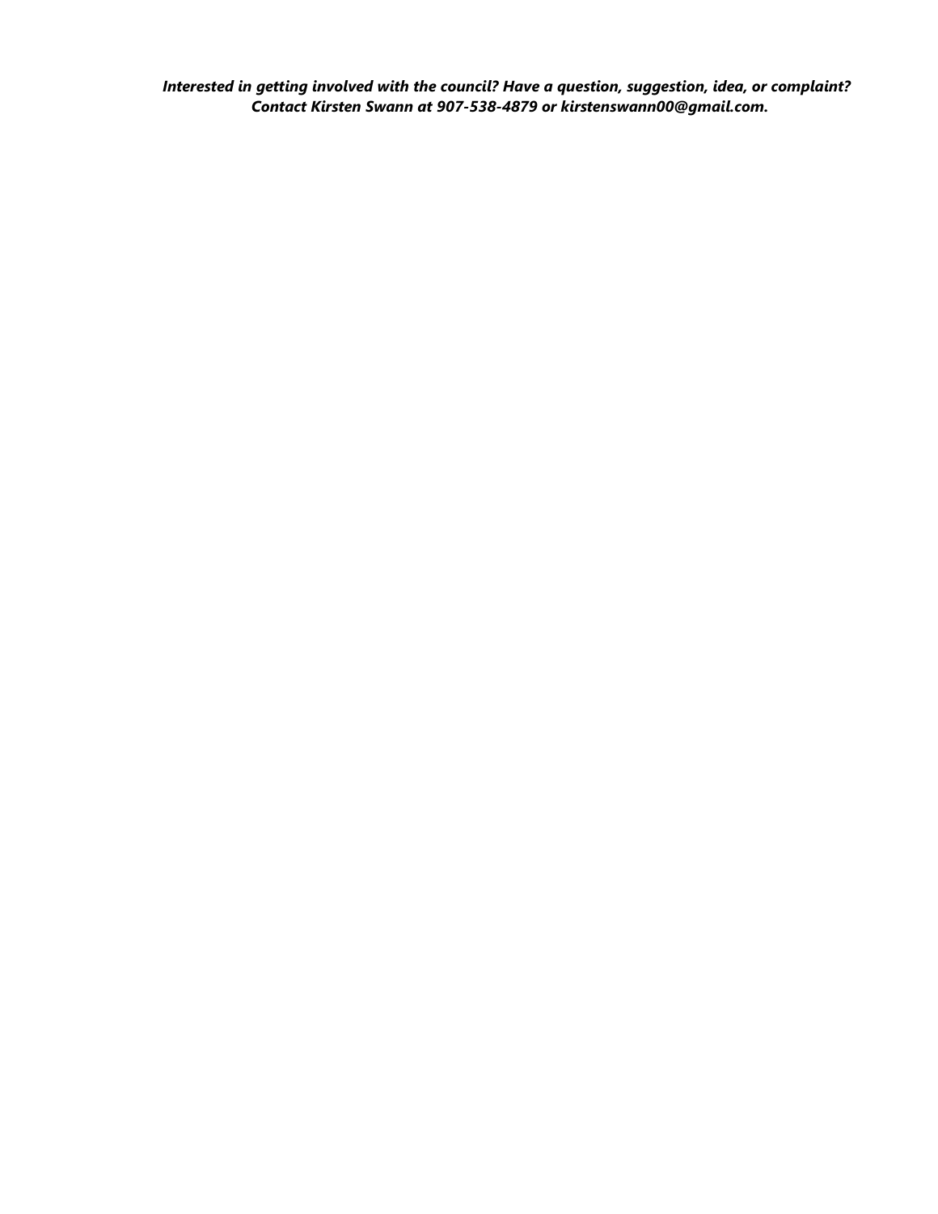***Interested in getting involved with the council? Have a question, suggestion, idea, or complaint? Contact Kirsten Swann at 907-538-4879 or kirstenswann00@gmail.com.***